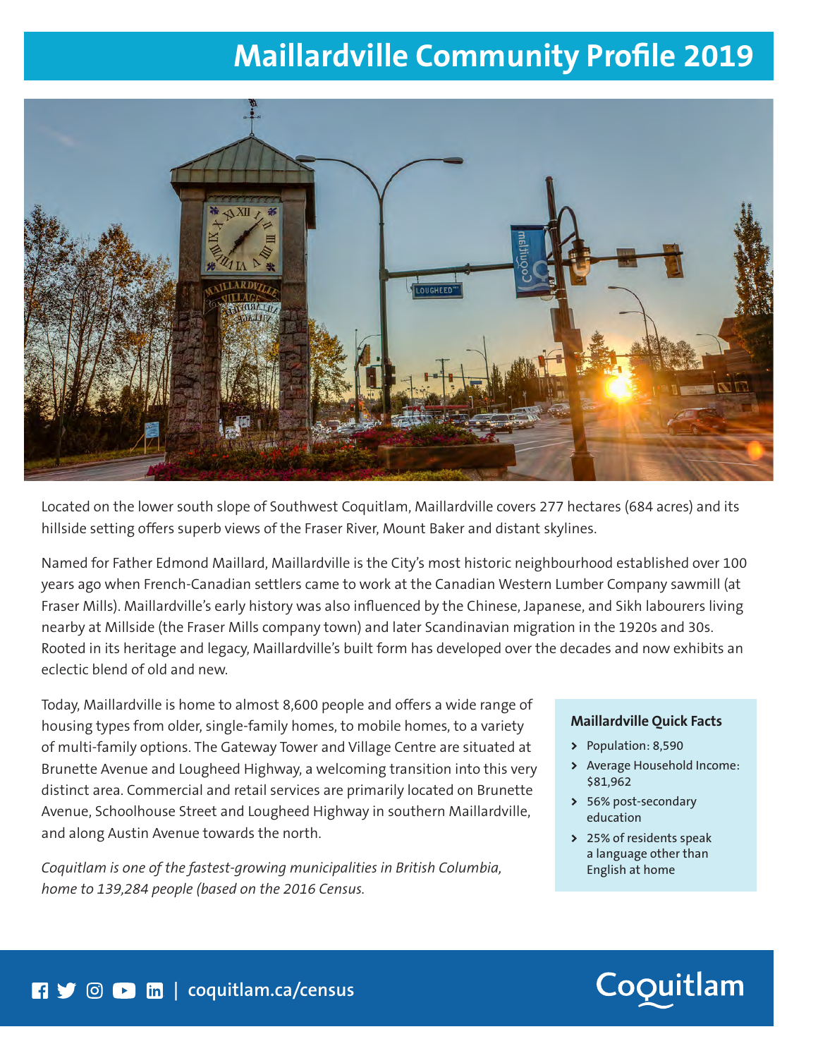# Maillardville Community Profile 2019

Located on the lower south slope of Southwest Coquitlam, Maillardville covers 277 hectares (684 acres) and its hillside setting offers superb views of the Fraser River, Mount Baker and distant skylines.

Named for Father Edmond Maillard, Maillardville is the City's most historic neighbourhood established over 100 years ago when French-Canadian settlers came to work at the Canadian Western Lumber Company sawmill (at Fraser Mills). Maillardville's early history was also influenced by the Chinese, Japanese, and Sikh labourers living nearby at Millside (the Fraser Mills company town) and later Scandinavian migration in the 1920s and 30s. Rooted in its heritage and legacy, Maillardville's built form has developed over the decades and now exhibits an eclectic blend of old and new.

Today, Maillardville is home to almost 8,600 people and offers a wide range of housing types from older, single-family homes, to mobile homes, to a variety of multi-family options. The Gateway Tower and Village Centre are situated at Brunette Avenue and Lougheed Highway, a welcoming transition into this very distinct area. Commercial and retail services are primarily located on Brunette Avenue, Schoolhouse Street and Lougheed Highway in southern Maillardville, and along Austin Avenue towards the north.

*Coquitlam is one of the fastest-growing municipalities in British Columbia, home to 139,284 people (based on the 2016 Census.*

**Maillardville Quick Facts**

- Population: 8,590
- Average Household Income: $81,962
- 56% post-secondary education
- 25% of residents speak a language other than English at home

coquitlam.ca/census

Coquitlam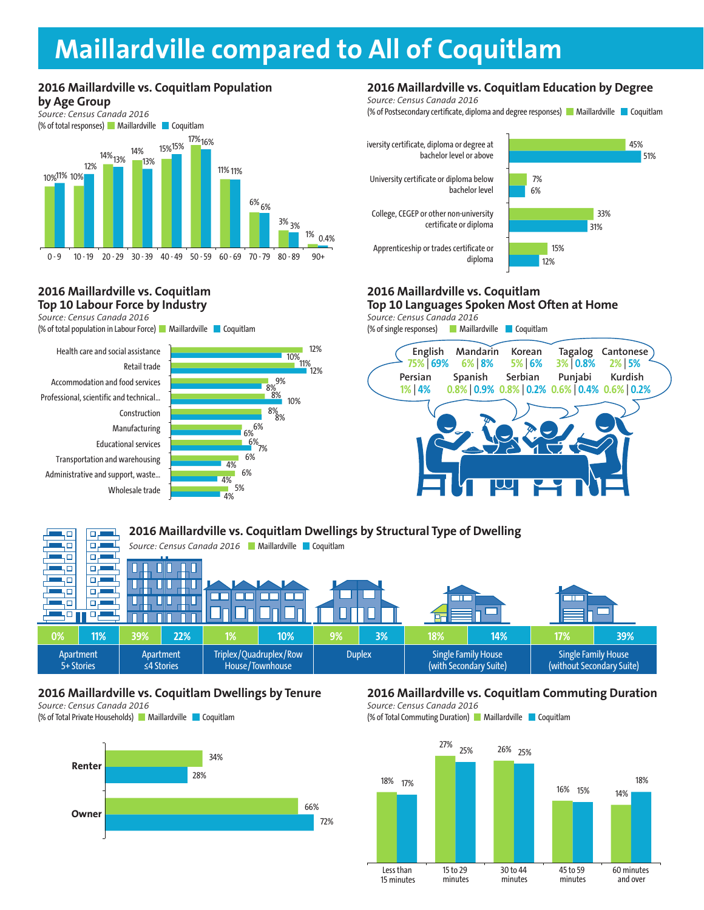# Maillardville compared to All of Coquitlam

## 2016 Maillardville vs. Coquitlam Population by Age Group

*Source: Census Canada 2016*

(% of total responses) Maillardville | Coquitlam

| Age Group | Maillardville | Coquitlam |
|---|---|---|
| 0 - 9 | 10% | 11% |
| 10 - 19 | 10% | 12% |
| 20 - 29 | 14% | 13% |
| 30 - 39 | 14% | 13% |
| 40 - 49 | 15% | 15% |
| 50 - 59 | 17% | 16% |
| 60 - 69 | 11% | 11% |
| 70 - 79 | 6% | 6% |
| 80 - 89 | 3% | 3% |
| 90+ | 1% | 0.4% |

## 2016 Maillardville vs. Coquitlam Education by Degree

*Source: Census Canada 2016*

(% of Postsecondary certificate, diploma and degree responses) Maillardville | Coquitlam

| Degree | Maillardville | Coquitlam |
|---|---|---|
| iversity certificate, diploma or degree at bachelor level or above | 45% | 51% |
| University certificate or diploma below bachelor level | 7% | 6% |
| College, CEGEP or other non-university certificate or diploma | 33% | 31% |
| Apprenticeship or trades certificate or diploma | 15% | 12% |

## 2016 Maillardville vs. Coquitlam Top 10 Labour Force by Industry

*Source: Census Canada 2016*

(% of total population in Labour Force) Maillardville | Coquitlam

| Industry | Maillardville | Coquitlam |
|---|---|---|
| Health care and social assistance | 12% | 10% |
| Retail trade | 11% | 12% |
| Accommodation and food services | 9% | 8% |
| Professional, scientific and technical... | 8% | 10% |
| Construction | 8% | 8% |
| Manufacturing | 6% | 6% |
| Educational services | 6% | 7% |
| Transportation and warehousing | 6% | 4% |
| Administrative and support, waste... | 6% | 4% |
| Wholesale trade | 5% | 4% |

## 2016 Maillardville vs. Coquitlam Top 10 Languages Spoken Most Often at Home

*Source: Census Canada 2016*

(% of single responses) Maillardville | Coquitlam

| Language | Maillardville | Coquitlam |
|---|---|---|
| English | 75% | 69% |
| Mandarin | 6% | 8% |
| Korean | 5% | 6% |
| Tagalog | 3% | 0.8% |
| Cantonese | 2% | 5% |
| Persian | 1% | 4% |
| Spanish | 0.8% | 0.9% |
| Serbian | 0.8% | 0.2% |
| Punjabi | 0.6% | 0.4% |
| Kurdish | 0.6% | 0.2% |

## 2016 Maillardville vs. Coquitlam Dwellings by Structural Type of Dwelling

*Source: Census Canada 2016* Maillardville | Coquitlam

| Type of Dwelling | Maillardville | Coquitlam |
|---|---|---|
| Apartment 5+ Stories | 0% | 11% |
| Apartment ≤4 Stories | 39% | 22% |
| Triplex/Quadruplex/Row House/Townhouse | 1% | 10% |
| Duplex | 9% | 3% |
| Single Family House (with Secondary Suite) | 18% | 14% |
| Single Family House (without Secondary Suite) | 17% | 39% |

## 2016 Maillardville vs. Coquitlam Dwellings by Tenure

*Source: Census Canada 2016*

(% of Total Private Households) Maillardville | Coquitlam

| Tenure | Maillardville | Coquitlam |
|---|---|---|
| Renter | 34% | 28% |
| Owner | 66% | 72% |

## 2016 Maillardville vs. Coquitlam Commuting Duration

*Source: Census Canada 2016*

(% of Total Commuting Duration) Maillardville | Coquitlam

| Duration | Maillardville | Coquitlam |
|---|---|---|
| Less than 15 minutes | 18% | 17% |
| 15 to 29 minutes | 27% | 25% |
| 30 to 44 minutes | 26% | 25% |
| 45 to 59 minutes | 16% | 15% |
| 60 minutes and over | 14% | 18% |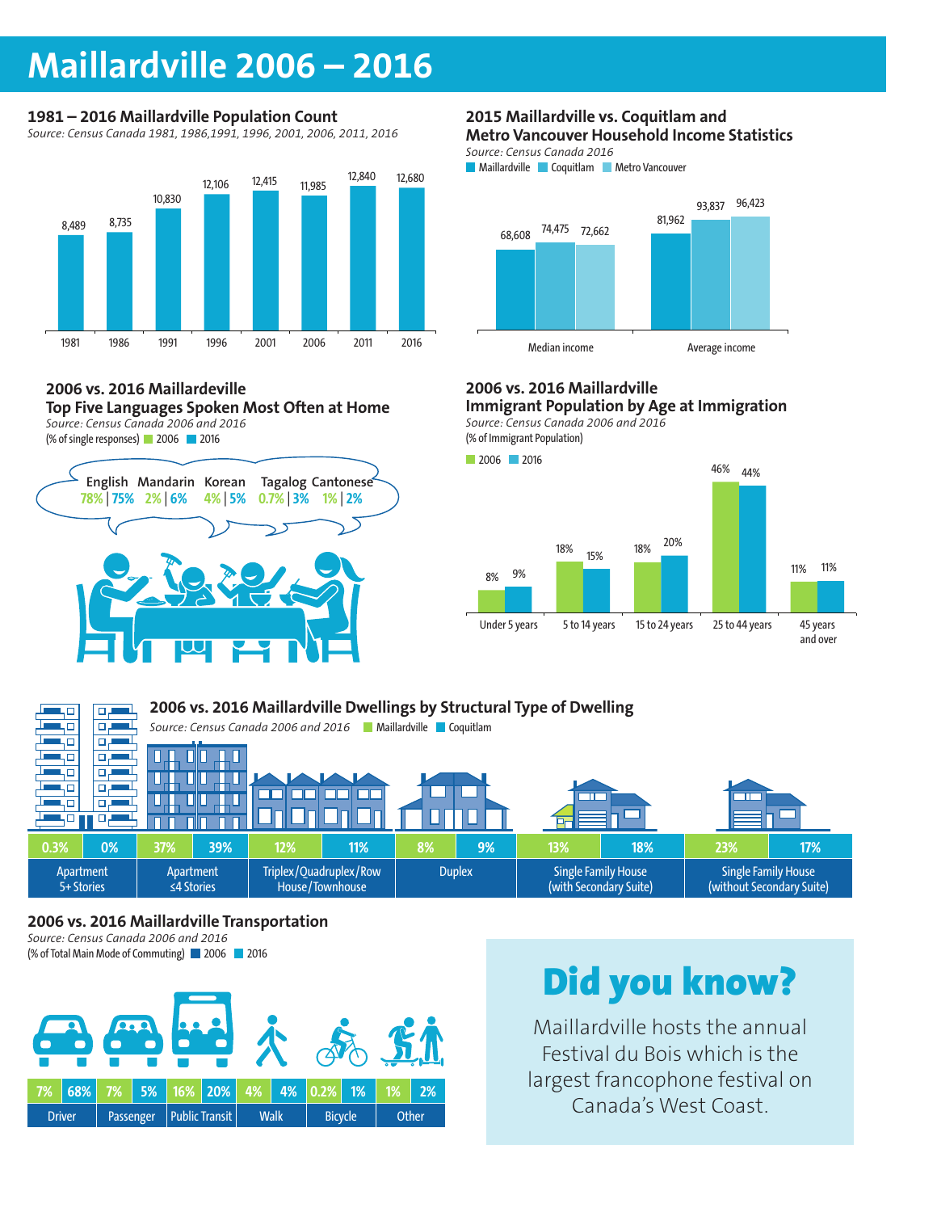# Maillardville 2006 – 2016

### 1981 – 2016 Maillardville Population Count

*Source: Census Canada 1981, 1986,1991, 1996, 2001, 2006, 2011, 2016*

| Year | Population |
|---|---|
| 1981 | 8,489 |
| 1986 | 8,735 |
| 1991 | 10,830 |
| 1996 | 12,106 |
| 2001 | 12,415 |
| 2006 | 11,985 |
| 2011 | 12,840 |
| 2016 | 12,680 |

### 2015 Maillardville vs. Coquitlam and Metro Vancouver Household Income Statistics

*Source: Census Canada 2016*

| | Maillardville | Coquitlam | Metro Vancouver |
|---|---|---|---|
| Median income | 68,608 | 74,475 | 72,662 |
| Average income | 81,962 | 93,837 | 96,423 |

### 2006 vs. 2016 Maillardeville Top Five Languages Spoken Most Often at Home

*Source: Census Canada 2006 and 2016*

(% of single responses) 2006 2016

| Language | 2006 | 2016 |
|---|---|---|
| English | 78% | 75% |
| Mandarin | 2% | 6% |
| Korean | 4% | 5% |
| Tagalog | 0.7% | 3% |
| Cantonese | 1% | 2% |

### 2006 vs. 2016 Maillardville Immigrant Population by Age at Immigration

*Source: Census Canada 2006 and 2016*

(% of Immigrant Population)

| Age at Immigration | 2006 | 2016 |
|---|---|---|
| Under 5 years | 8% | 9% |
| 5 to 14 years | 18% | 15% |
| 15 to 24 years | 18% | 20% |
| 25 to 44 years | 46% | 44% |
| 45 years and over | 11% | 11% |

### 2006 vs. 2016 Maillardville Dwellings by Structural Type of Dwelling

*Source: Census Canada 2006 and 2016*

| Dwelling Type | Maillardville | Coquitlam |
|---|---|---|
| Apartment 5+ Stories | 0.3% | 0% |
| Apartment ≤4 Stories | 37% | 39% |
| Triplex/Quadruplex/Row House/Townhouse | 12% | 11% |
| Duplex | 8% | 9% |
| Single Family House (with Secondary Suite) | 13% | 18% |
| Single Family House (without Secondary Suite) | 23% | 17% |

### 2006 vs. 2016 Maillardville Transportation

*Source: Census Canada 2006 and 2016*

(% of Total Main Mode of Commuting) 2006 2016

| Mode | 2006 | 2016 |
|---|---|---|
| Driver | 7% | 68% |
| Passenger | 7% | 5% |
| Public Transit | 16% | 20% |
| Walk | 4% | 4% |
| Bicycle | 0.2% | 1% |
| Other | 1% | 2% |

## Did you know?

Maillardville hosts the annual Festival du Bois which is the largest francophone festival on Canada's West Coast.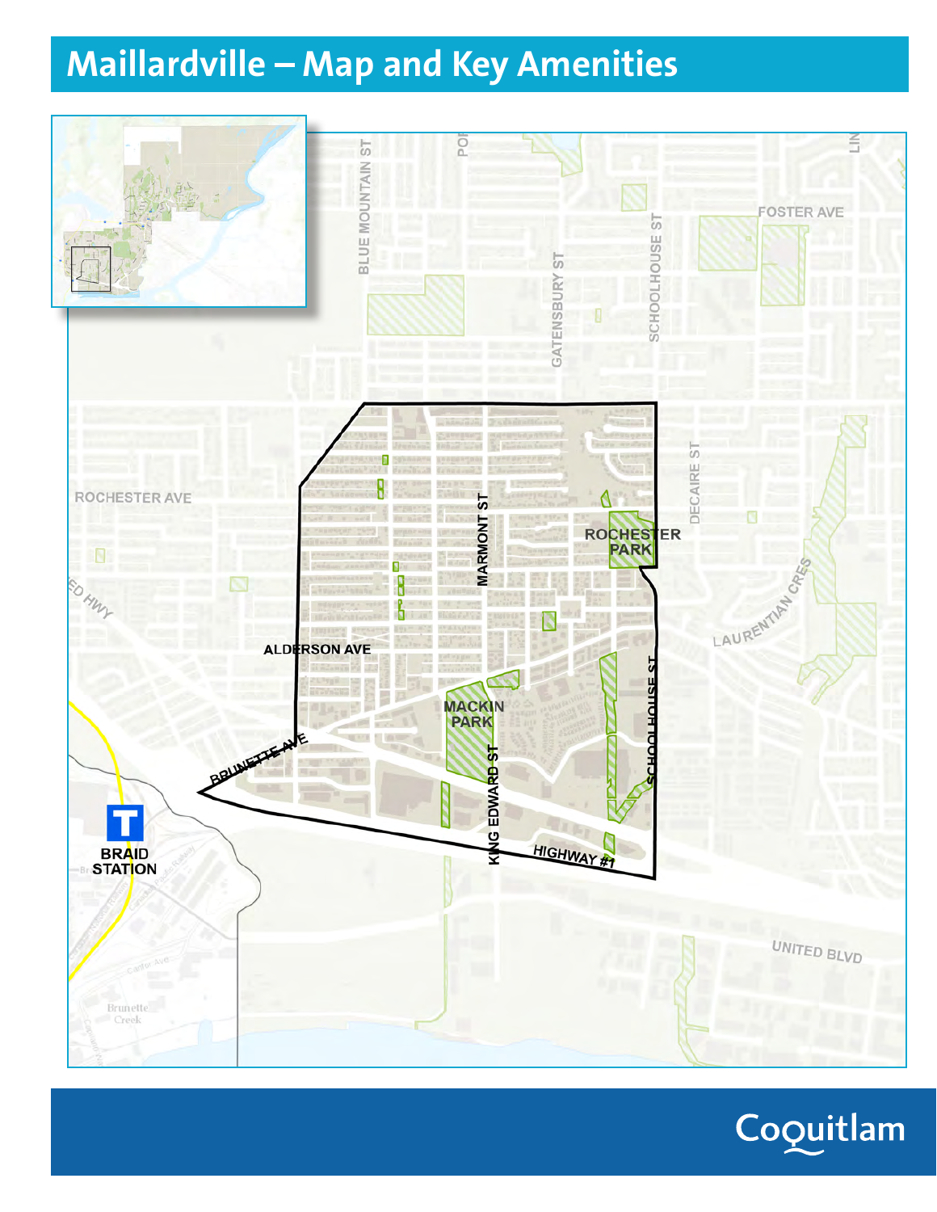# Maillardville – Map and Key Amenities

BLUE MOUNTAIN ST
GATENSBURY ST
SCHOOLHOUSE ST
FOSTER AVE
ROCHESTER AVE
DECAIRE ST
MARMONT ST
ROCHESTER PARK
LAURENTIAN CRES
ALDERSON AVE
MACKIN PARK
BRUNETTE AVE
KING EDWARD ST
SCHOOLHOUSE ST
HIGHWAY #1
BRAID STATION
UNITED BLVD

Coquitlam